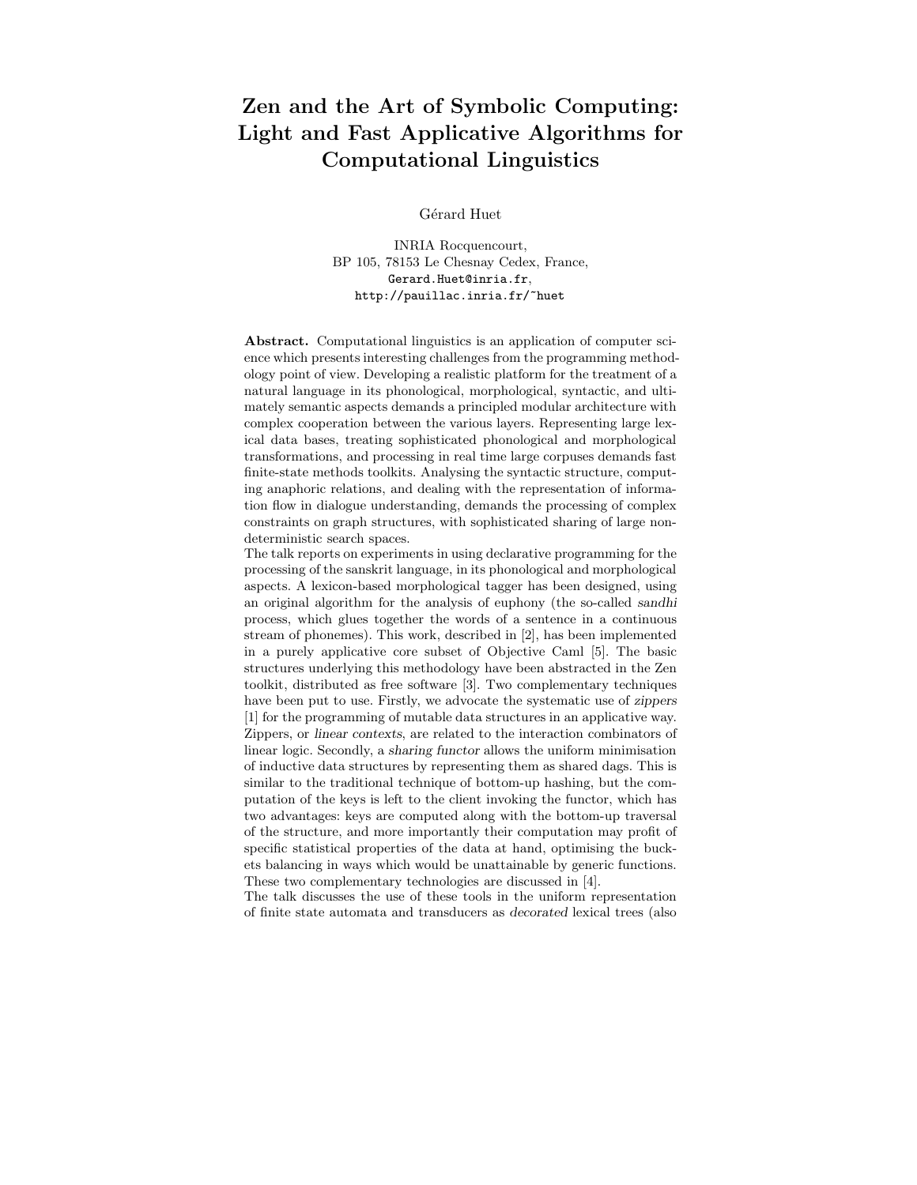# Zen and the Art of Symbolic Computing: Light and Fast Applicative Algorithms for Computational Linguistics

Gérard Huet

INRIA Rocquencourt,
BP 105, 78153 Le Chesnay Cedex, France,
Gerard.Huet@inria.fr,
http://pauillac.inria.fr/~huet

**Abstract.** Computational linguistics is an application of computer science which presents interesting challenges from the programming methodology point of view. Developing a realistic platform for the treatment of a natural language in its phonological, morphological, syntactic, and ultimately semantic aspects demands a principled modular architecture with complex cooperation between the various layers. Representing large lexical data bases, treating sophisticated phonological and morphological transformations, and processing in real time large corpuses demands fast finite-state methods toolkits. Analysing the syntactic structure, computing anaphoric relations, and dealing with the representation of information flow in dialogue understanding, demands the processing of complex constraints on graph structures, with sophisticated sharing of large non-deterministic search spaces.

The talk reports on experiments in using declarative programming for the processing of the sanskrit language, in its phonological and morphological aspects. A lexicon-based morphological tagger has been designed, using an original algorithm for the analysis of euphony (the so-called *sandhi* process, which glues together the words of a sentence in a continuous stream of phonemes). This work, described in [2], has been implemented in a purely applicative core subset of Objective Caml [5]. The basic structures underlying this methodology have been abstracted in the Zen toolkit, distributed as free software [3]. Two complementary techniques have been put to use. Firstly, we advocate the systematic use of *zippers* [1] for the programming of mutable data structures in an applicative way. Zippers, or *linear contexts*, are related to the interaction combinators of linear logic. Secondly, a *sharing functor* allows the uniform minimisation of inductive data structures by representing them as shared dags. This is similar to the traditional technique of bottom-up hashing, but the computation of the keys is left to the client invoking the functor, which has two advantages: keys are computed along with the bottom-up traversal of the structure, and more importantly their computation may profit of specific statistical properties of the data at hand, optimising the buckets balancing in ways which would be unattainable by generic functions. These two complementary technologies are discussed in [4].

The talk discusses the use of these tools in the uniform representation of finite state automata and transducers as *decorated* lexical trees (also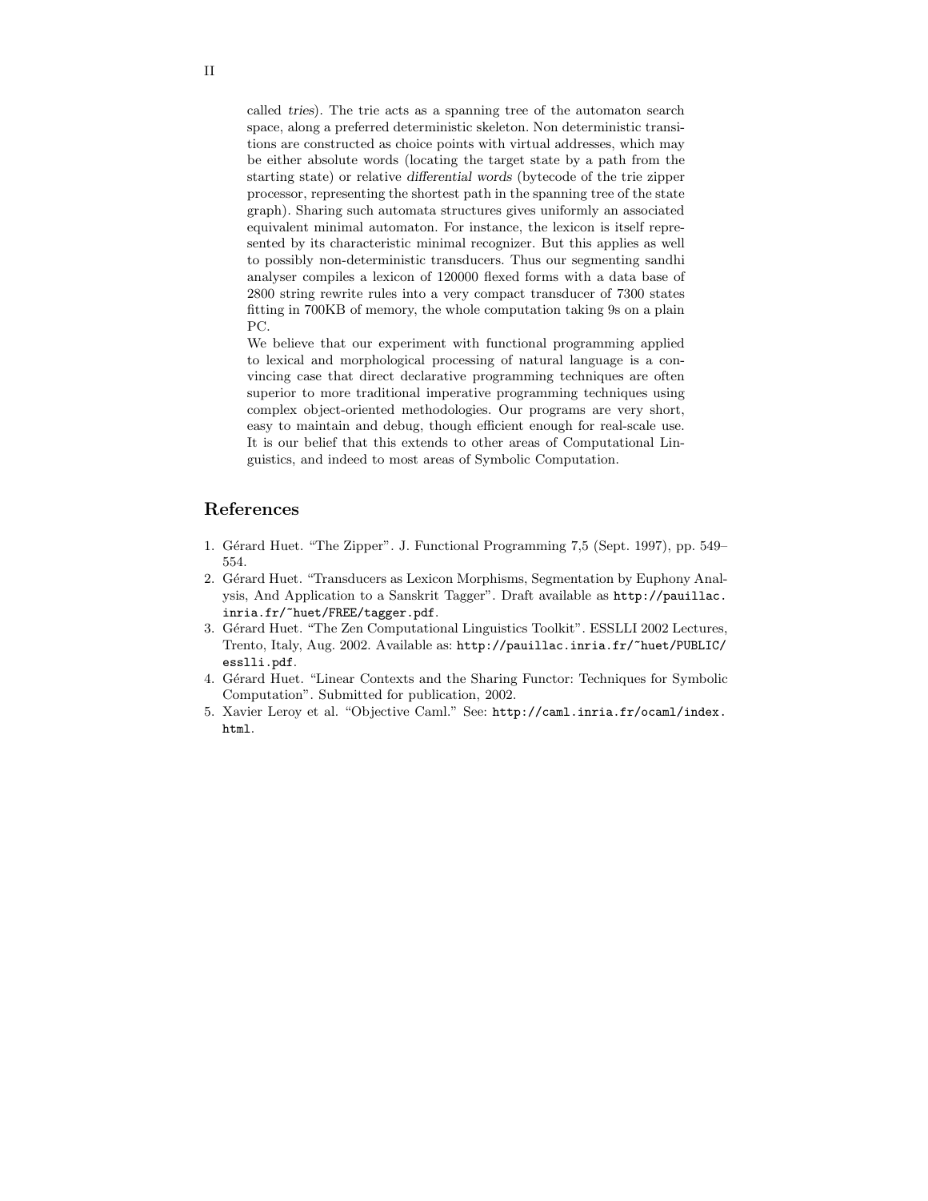called *tries*). The trie acts as a spanning tree of the automaton search space, along a preferred deterministic skeleton. Non deterministic transitions are constructed as choice points with virtual addresses, which may be either absolute words (locating the target state by a path from the starting state) or relative *differential words* (bytecode of the trie zipper processor, representing the shortest path in the spanning tree of the state graph). Sharing such automata structures gives uniformly an associated equivalent minimal automaton. For instance, the lexicon is itself represented by its characteristic minimal recognizer. But this applies as well to possibly non-deterministic transducers. Thus our segmenting sandhi analyser compiles a lexicon of 120000 flexed forms with a data base of 2800 string rewrite rules into a very compact transducer of 7300 states fitting in 700KB of memory, the whole computation taking 9s on a plain PC.

We believe that our experiment with functional programming applied to lexical and morphological processing of natural language is a convincing case that direct declarative programming techniques are often superior to more traditional imperative programming techniques using complex object-oriented methodologies. Our programs are very short, easy to maintain and debug, though efficient enough for real-scale use. It is our belief that this extends to other areas of Computational Linguistics, and indeed to most areas of Symbolic Computation.

## References

1. Gérard Huet. "The Zipper". J. Functional Programming 7,5 (Sept. 1997), pp. 549–554.
2. Gérard Huet. "Transducers as Lexicon Morphisms, Segmentation by Euphony Analysis, And Application to a Sanskrit Tagger". Draft available as `http://pauillac.inria.fr/~huet/FREE/tagger.pdf`.
3. Gérard Huet. "The Zen Computational Linguistics Toolkit". ESSLLI 2002 Lectures, Trento, Italy, Aug. 2002. Available as: `http://pauillac.inria.fr/~huet/PUBLIC/esslli.pdf`.
4. Gérard Huet. "Linear Contexts and the Sharing Functor: Techniques for Symbolic Computation". Submitted for publication, 2002.
5. Xavier Leroy et al. "Objective Caml." See: `http://caml.inria.fr/ocaml/index.html`.